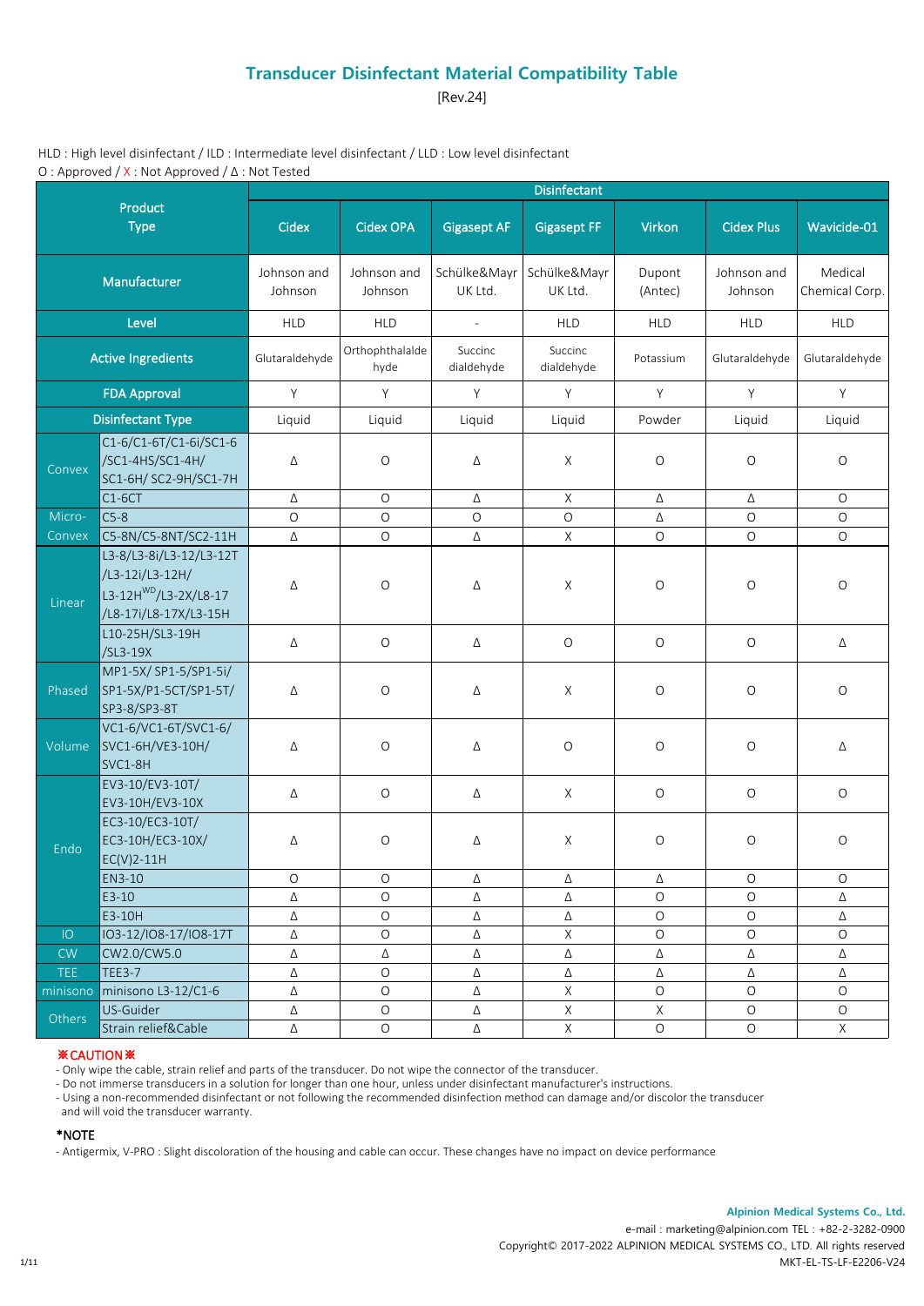# Transducer Disinfectant Material Compatibility Table

[Rev.24]

HLD : High level disinfectant / ILD : Intermediate level disinfectant / LLD : Low level disinfectant

O : Approved / X : Not Approved / Δ : Not Tested

| Product Type | | Disinfectant | | | | | | |
|---|---|---|---|---|---|---|---|---|
| | | Cidex | Cidex OPA | Gigasept AF | Gigasept FF | Virkon | Cidex Plus | Wavicide-01 |
| Manufacturer | | Johnson and Johnson | Johnson and Johnson | Schülke&Mayr UK Ltd. | Schülke&Mayr UK Ltd. | Dupont (Antec) | Johnson and Johnson | Medical Chemical Corp. |
| Level | | HLD | HLD | - | HLD | HLD | HLD | HLD |
| Active Ingredients | | Glutaraldehyde | Orthophthalaldehyde | Succinc dialdehyde | Succinc dialdehyde | Potassium | Glutaraldehyde | Glutaraldehyde |
| FDA Approval | | Y | Y | Y | Y | Y | Y | Y |
| Disinfectant Type | | Liquid | Liquid | Liquid | Liquid | Powder | Liquid | Liquid |
| Convex | C1-6/C1-6T/C1-6i/SC1-6/SC1-4HS/SC1-4H/SC1-6H/ SC2-9H/SC1-7H | Δ | O | Δ | X | O | O | O |
| | C1-6CT | Δ | O | Δ | X | Δ | Δ | O |
| Micro-Convex | C5-8 | O | O | O | O | Δ | O | O |
| | C5-8N/C5-8NT/SC2-11H | Δ | O | Δ | X | O | O | O |
| Linear | L3-8/L3-8i/L3-12/L3-12T/L3-12i/L3-12H/L3-12H[WD]/L3-2X/L8-17/L8-17i/L8-17X/L3-15H | Δ | O | Δ | X | O | O | O |
| | L10-25H/SL3-19H/SL3-19X | Δ | O | Δ | O | O | O | Δ |
| Phased | MP1-5X/ SP1-5/SP1-5i/SP1-5X/P1-5CT/SP1-5T/SP3-8/SP3-8T | Δ | O | Δ | X | O | O | O |
| Volume | VC1-6/VC1-6T/SVC1-6/SVC1-6H/VE3-10H/SVC1-8H | Δ | O | Δ | O | O | O | Δ |
| Endo | EV3-10/EV3-10T/EV3-10H/EV3-10X | Δ | O | Δ | X | O | O | O |
| | EC3-10/EC3-10T/EC3-10H/EC3-10X/EC(V)2-11H | Δ | O | Δ | X | O | O | O |
| | EN3-10 | O | O | Δ | Δ | Δ | O | O |
| | E3-10 | Δ | O | Δ | Δ | O | O | Δ |
| | E3-10H | Δ | O | Δ | Δ | O | O | Δ |
| IO | IO3-12/IO8-17/IO8-17T | Δ | O | Δ | X | O | O | O |
| CW | CW2.0/CW5.0 | Δ | Δ | Δ | Δ | Δ | Δ | Δ |
| TEE | TEE3-7 | Δ | O | Δ | Δ | Δ | Δ | Δ |
| minisono | minisono L3-12/C1-6 | Δ | O | Δ | X | O | O | O |
| Others | US-Guider | Δ | O | Δ | X | X | O | O |
| | Strain relief&Cable | Δ | O | Δ | X | O | O | X |

**※CAUTION※**

- Only wipe the cable, strain relief and parts of the transducer. Do not wipe the connector of the transducer.
- Do not immerse transducers in a solution for longer than one hour, unless under disinfectant manufacturer's instructions.
- Using a non-recommended disinfectant or not following the recommended disinfection method can damage and/or discolor the transducer and will void the transducer warranty.

**\*NOTE**

- Antigermix, V-PRO : Slight discoloration of the housing and cable can occur. These changes have no impact on device performance

**Alpinion Medical Systems Co., Ltd.**

e-mail : marketing@alpinion.com TEL : +82-2-3282-0900

Copyright© 2017-2022 ALPINION MEDICAL SYSTEMS CO., LTD. All rights reserved

MKT-EL-TS-LF-E2206-V24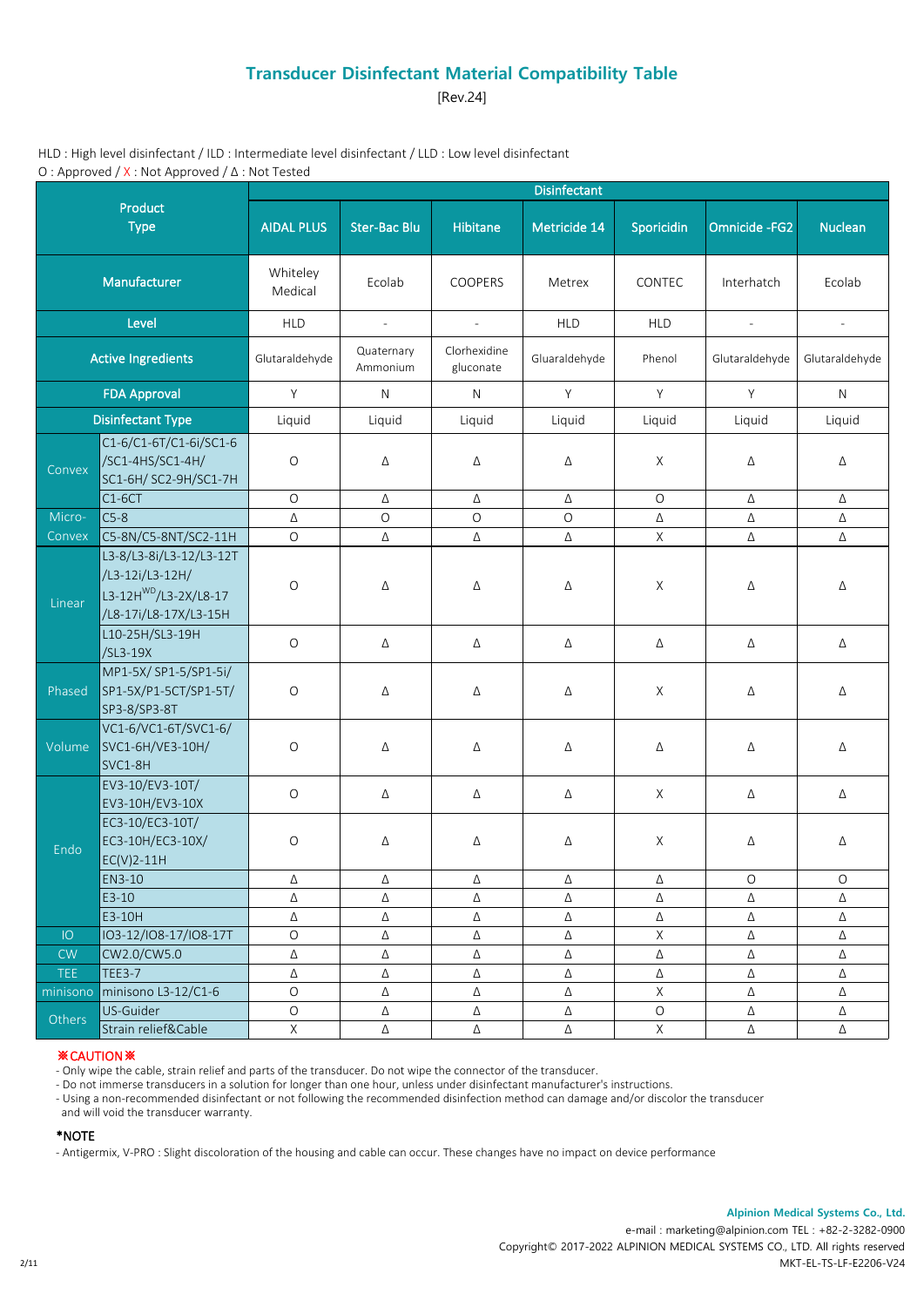# Transducer Disinfectant Material Compatibility Table

[Rev.24]

HLD : High level disinfectant / ILD : Intermediate level disinfectant / LLD : Low level disinfectant

O : Approved / X : Not Approved / Δ : Not Tested

| Product Type | | Disinfectant | | | | | | |
|---|---|---|---|---|---|---|---|---|
| | | AIDAL PLUS | Ster-Bac Blu | Hibitane | Metricide 14 | Sporicidin | Omnicide -FG2 | Nuclean |
| Manufacturer | | Whiteley Medical | Ecolab | COOPERS | Metrex | CONTEC | Interhatch | Ecolab |
| Level | | HLD | - | - | HLD | HLD | - | - |
| Active Ingredients | | Glutaraldehyde | Quaternary Ammonium | Clorhexidine gluconate | Gluaraldehyde | Phenol | Glutaraldehyde | Glutaraldehyde |
| FDA Approval | | Y | N | N | Y | Y | Y | N |
| Disinfectant Type | | Liquid | Liquid | Liquid | Liquid | Liquid | Liquid | Liquid |
| Convex | C1-6/C1-6T/C1-6i/SC1-6/SC1-4HS/SC1-4H/SC1-6H/ SC2-9H/SC1-7H | O | Δ | Δ | Δ | X | Δ | Δ |
| | C1-6CT | O | Δ | Δ | Δ | O | Δ | Δ |
| Micro-Convex | C5-8 | Δ | O | O | O | Δ | Δ | Δ |
| | C5-8N/C5-8NT/SC2-11H | O | Δ | Δ | Δ | X | Δ | Δ |
| Linear | L3-8/L3-8i/L3-12/L3-12T/L3-12i/L3-12H/L3-12H[WD]/L3-2X/L8-17/L8-17i/L8-17X/L3-15H | O | Δ | Δ | Δ | X | Δ | Δ |
| | L10-25H/SL3-19H/SL3-19X | O | Δ | Δ | Δ | Δ | Δ | Δ |
| Phased | MP1-5X/ SP1-5/SP1-5i/SP1-5X/P1-5CT/SP1-5T/SP3-8/SP3-8T | O | Δ | Δ | Δ | X | Δ | Δ |
| Volume | VC1-6/VC1-6T/SVC1-6/SVC1-6H/VE3-10H/SVC1-8H | O | Δ | Δ | Δ | Δ | Δ | Δ |
| Endo | EV3-10/EV3-10T/EV3-10H/EV3-10X | O | Δ | Δ | Δ | X | Δ | Δ |
| | EC3-10/EC3-10T/EC3-10H/EC3-10X/EC(V)2-11H | O | Δ | Δ | Δ | X | Δ | Δ |
| | EN3-10 | Δ | Δ | Δ | Δ | Δ | O | O |
| | E3-10 | Δ | Δ | Δ | Δ | Δ | Δ | Δ |
| | E3-10H | Δ | Δ | Δ | Δ | Δ | Δ | Δ |
| IO | IO3-12/IO8-17/IO8-17T | O | Δ | Δ | Δ | X | Δ | Δ |
| CW | CW2.0/CW5.0 | Δ | Δ | Δ | Δ | Δ | Δ | Δ |
| TEE | TEE3-7 | Δ | Δ | Δ | Δ | Δ | Δ | Δ |
| minisono | minisono L3-12/C1-6 | O | Δ | Δ | Δ | X | Δ | Δ |
| Others | US-Guider | O | Δ | Δ | Δ | O | Δ | Δ |
| | Strain relief&Cable | X | Δ | Δ | Δ | X | Δ | Δ |

※CAUTION※

- Only wipe the cable, strain relief and parts of the transducer. Do not wipe the connector of the transducer.
- Do not immerse transducers in a solution for longer than one hour, unless under disinfectant manufacturer's instructions.
- Using a non-recommended disinfectant or not following the recommended disinfection method can damage and/or discolor the transducer and will void the transducer warranty.

*NOTE

- Antigermix, V-PRO : Slight discoloration of the housing and cable can occur. These changes have no impact on device performance

**Alpinion Medical Systems Co., Ltd.**

e-mail : marketing@alpinion.com TEL : +82-2-3282-0900

Copyright© 2017-2022 ALPINION MEDICAL SYSTEMS CO., LTD. All rights reserved

MKT-EL-TS-LF-E2206-V24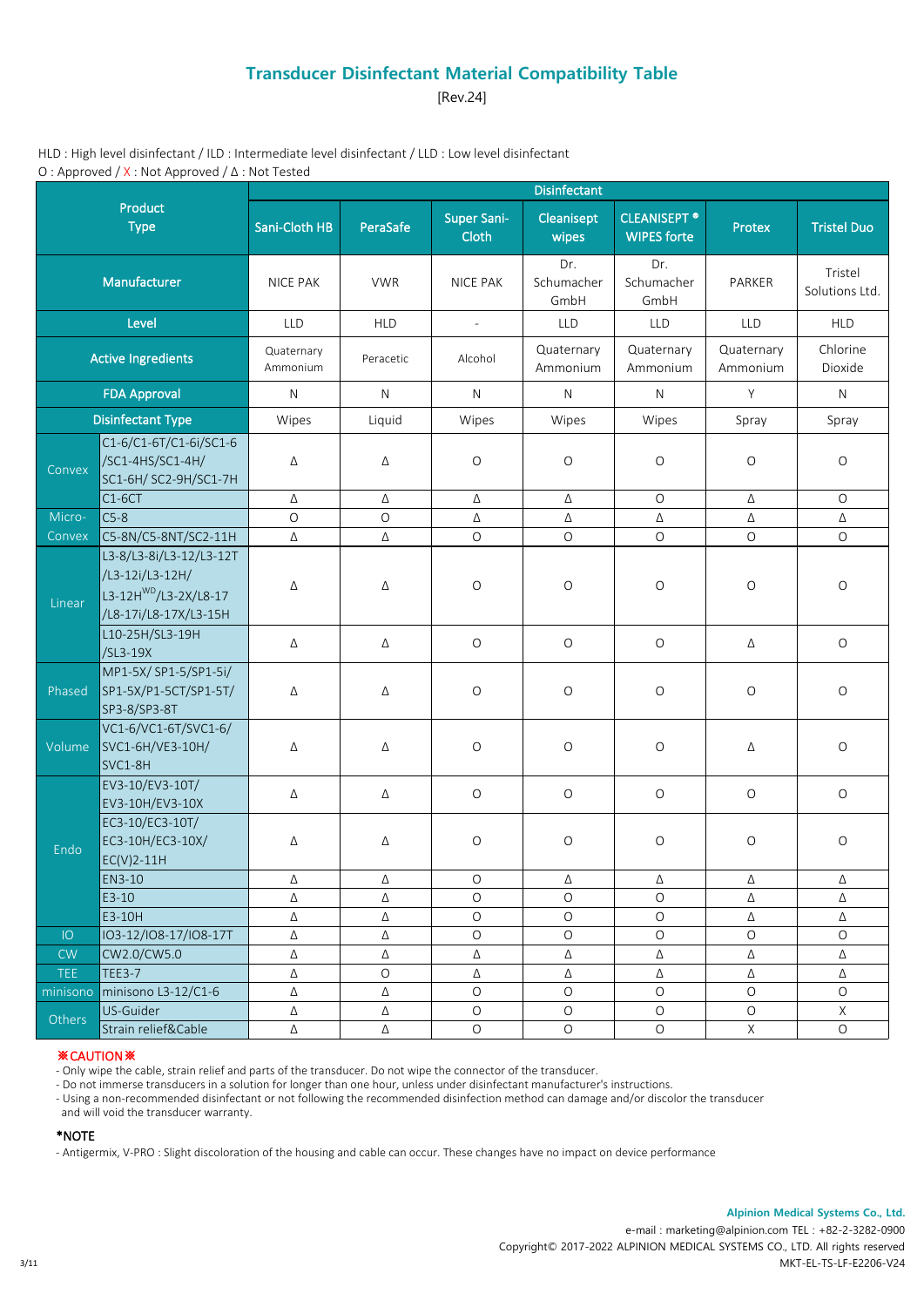# Transducer Disinfectant Material Compatibility Table

[Rev.24]

HLD : High level disinfectant / ILD : Intermediate level disinfectant / LLD : Low level disinfectant

O : Approved / X : Not Approved / Δ : Not Tested

| Product Type | | Sani-Cloth HB | PeraSafe | Super Sani-Cloth | Cleanisept wipes | CLEANISEPT ® WIPES forte | Protex | Tristel Duo |
|---|---|---|---|---|---|---|---|---|
| Manufacturer | | NICE PAK | VWR | NICE PAK | Dr. Schumacher GmbH | Dr. Schumacher GmbH | PARKER | Tristel Solutions Ltd. |
| Level | | LLD | HLD | - | LLD | LLD | LLD | HLD |
| Active Ingredients | | Quaternary Ammonium | Peracetic | Alcohol | Quaternary Ammonium | Quaternary Ammonium | Quaternary Ammonium | Chlorine Dioxide |
| FDA Approval | | N | N | N | N | N | Y | N |
| Disinfectant Type | | Wipes | Liquid | Wipes | Wipes | Wipes | Spray | Spray |
| Convex | C1-6/C1-6T/C1-6i/SC1-6/SC1-4HS/SC1-4H/SC1-6H/ SC2-9H/SC1-7H | Δ | Δ | O | O | O | O | O |
| Convex | C1-6CT | Δ | Δ | Δ | Δ | O | Δ | O |
| Micro-Convex | C5-8 | O | O | Δ | Δ | Δ | Δ | Δ |
| Micro-Convex | C5-8N/C5-8NT/SC2-11H | Δ | Δ | O | O | O | O | O |
| Linear | L3-8/L3-8i/L3-12/L3-12T/L3-12i/L3-12H/L3-12H[WD]/L3-2X/L8-17/L8-17i/L8-17X/L3-15H | Δ | Δ | O | O | O | O | O |
| Linear | L10-25H/SL3-19H/SL3-19X | Δ | Δ | O | O | O | Δ | O |
| Phased | MP1-5X/ SP1-5/SP1-5i/SP1-5X/P1-5CT/SP1-5T/SP3-8/SP3-8T | Δ | Δ | O | O | O | O | O |
| Volume | VC1-6/VC1-6T/SVC1-6/SVC1-6H/VE3-10H/SVC1-8H | Δ | Δ | O | O | O | Δ | O |
| Endo | EV3-10/EV3-10T/EV3-10H/EV3-10X | Δ | Δ | O | O | O | O | O |
| Endo | EC3-10/EC3-10T/EC3-10H/EC3-10X/EC(V)2-11H | Δ | Δ | O | O | O | O | O |
| Endo | EN3-10 | Δ | Δ | O | Δ | Δ | Δ | Δ |
| Endo | E3-10 | Δ | Δ | O | O | O | Δ | Δ |
| Endo | E3-10H | Δ | Δ | O | O | O | Δ | Δ |
| IO | IO3-12/IO8-17/IO8-17T | Δ | Δ | O | O | O | O | O |
| CW | CW2.0/CW5.0 | Δ | Δ | Δ | Δ | Δ | Δ | Δ |
| TEE | TEE3-7 | Δ | O | Δ | Δ | Δ | Δ | Δ |
| minisono | minisono L3-12/C1-6 | Δ | Δ | O | O | O | O | O |
| Others | US-Guider | Δ | Δ | O | O | O | O | X |
| Others | Strain relief&Cable | Δ | Δ | O | O | O | X | O |

※CAUTION※

- Only wipe the cable, strain relief and parts of the transducer. Do not wipe the connector of the transducer.
- Do not immerse transducers in a solution for longer than one hour, unless under disinfectant manufacturer's instructions.
- Using a non-recommended disinfectant or not following the recommended disinfection method can damage and/or discolor the transducer and will void the transducer warranty.

*NOTE

- Antigermix, V-PRO : Slight discoloration of the housing and cable can occur. These changes have no impact on device performance

**Alpinion Medical Systems Co., Ltd.**
e-mail : marketing@alpinion.com TEL : +82-2-3282-0900
Copyright© 2017-2022 ALPINION MEDICAL SYSTEMS CO., LTD. All rights reserved
MKT-EL-TS-LF-E2206-V24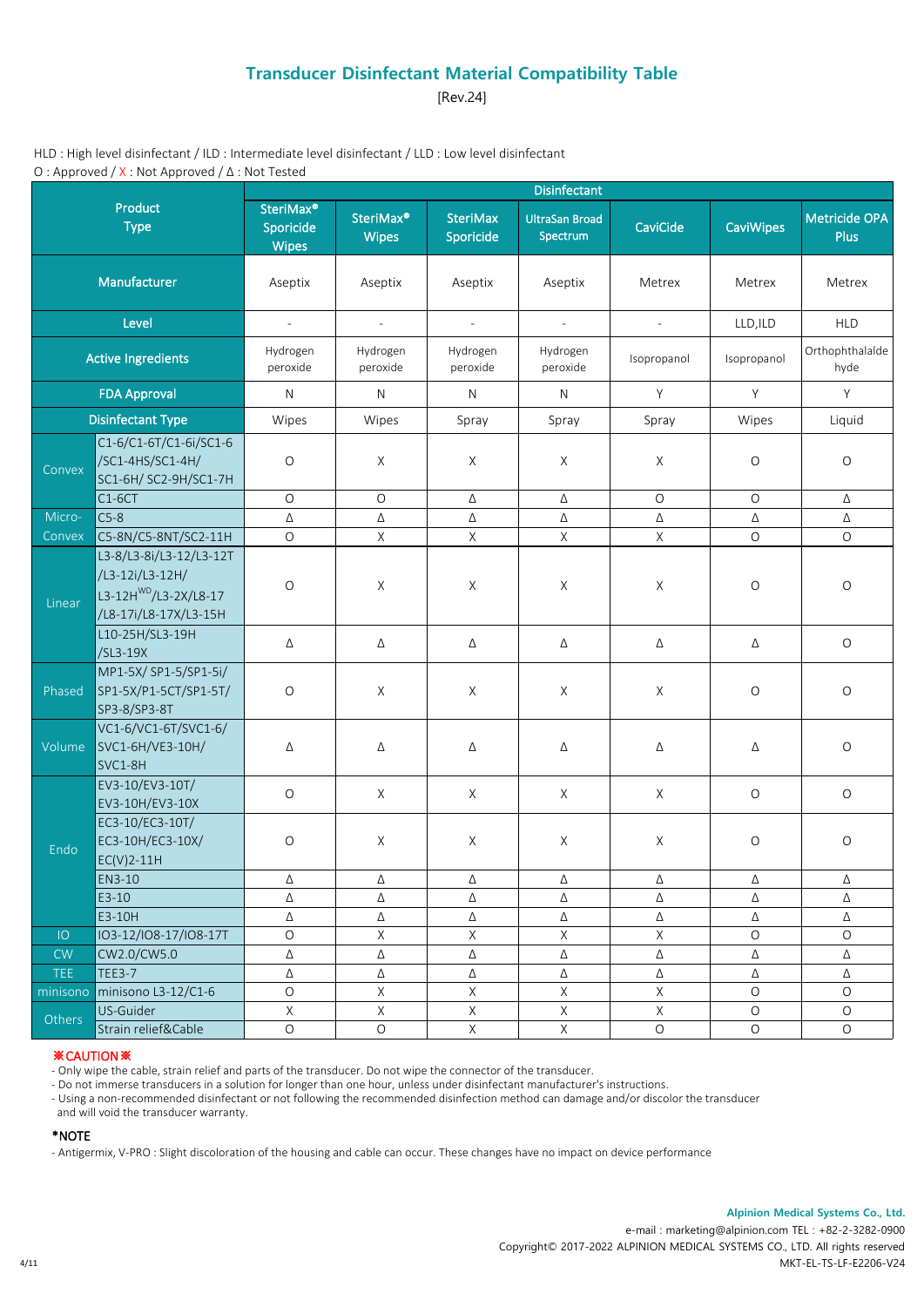# Transducer Disinfectant Material Compatibility Table

[Rev.24]

HLD : High level disinfectant / ILD : Intermediate level disinfectant / LLD : Low level disinfectant
O : Approved / X : Not Approved / Δ : Not Tested

| Product Type | | Disinfectant | | | | | | |
|---|---|---|---|---|---|---|---|---|
| | | SteriMax® Sporicide Wipes | SteriMax® Wipes | SteriMax Sporicide | UltraSan Broad Spectrum | CaviCide | CaviWipes | Metricide OPA Plus |
| Manufacturer | | Aseptix | Aseptix | Aseptix | Aseptix | Metrex | Metrex | Metrex |
| Level | | - | - | - | - | - | LLD,ILD | HLD |
| Active Ingredients | | Hydrogen peroxide | Hydrogen peroxide | Hydrogen peroxide | Hydrogen peroxide | Isopropanol | Isopropanol | Orthophthalaldehyde |
| FDA Approval | | N | N | N | N | Y | Y | Y |
| Disinfectant Type | | Wipes | Wipes | Spray | Spray | Spray | Wipes | Liquid |
| Convex | C1-6/C1-6T/C1-6i/SC1-6/SC1-4HS/SC1-4H/SC1-6H/ SC2-9H/SC1-7H | O | X | X | X | X | O | O |
| | C1-6CT | O | O | Δ | Δ | O | O | Δ |
| Micro-Convex | C5-8 | Δ | Δ | Δ | Δ | Δ | Δ | Δ |
| | C5-8N/C5-8NT/SC2-11H | O | X | X | X | X | O | O |
| Linear | L3-8/L3-8i/L3-12/L3-12T/L3-12i/L3-12H/L3-12H^WD/L3-2X/L8-17/L8-17i/L8-17X/L3-15H | O | X | X | X | X | O | O |
| | L10-25H/SL3-19H/SL3-19X | Δ | Δ | Δ | Δ | Δ | Δ | O |
| Phased | MP1-5X/ SP1-5/SP1-5i/SP1-5X/P1-5CT/SP1-5T/SP3-8/SP3-8T | O | X | X | X | X | O | O |
| Volume | VC1-6/VC1-6T/SVC1-6/SVC1-6H/VE3-10H/SVC1-8H | Δ | Δ | Δ | Δ | Δ | Δ | O |
| Endo | EV3-10/EV3-10T/EV3-10H/EV3-10X | O | X | X | X | X | O | O |
| | EC3-10/EC3-10T/EC3-10H/EC3-10X/EC(V)2-11H | O | X | X | X | X | O | O |
| | EN3-10 | Δ | Δ | Δ | Δ | Δ | Δ | Δ |
| | E3-10 | Δ | Δ | Δ | Δ | Δ | Δ | Δ |
| | E3-10H | Δ | Δ | Δ | Δ | Δ | Δ | Δ |
| IO | IO3-12/IO8-17/IO8-17T | O | X | X | X | X | O | O |
| CW | CW2.0/CW5.0 | Δ | Δ | Δ | Δ | Δ | Δ | Δ |
| TEE | TEE3-7 | Δ | Δ | Δ | Δ | Δ | Δ | Δ |
| minisono | minisono L3-12/C1-6 | O | X | X | X | X | O | O |
| Others | US-Guider | X | X | X | X | X | O | O |
| | Strain relief&Cable | O | O | X | X | O | O | O |

**※CAUTION※**

- Only wipe the cable, strain relief and parts of the transducer. Do not wipe the connector of the transducer.
- Do not immerse transducers in a solution for longer than one hour, unless under disinfectant manufacturer's instructions.
- Using a non-recommended disinfectant or not following the recommended disinfection method can damage and/or discolor the transducer and will void the transducer warranty.

**\*NOTE**

- Antigermix, V-PRO : Slight discoloration of the housing and cable can occur. These changes have no impact on device performance

**Alpinion Medical Systems Co., Ltd.**
e-mail : marketing@alpinion.com TEL : +82-2-3282-0900
Copyright© 2017-2022 ALPINION MEDICAL SYSTEMS CO., LTD. All rights reserved
MKT-EL-TS-LF-E2206-V24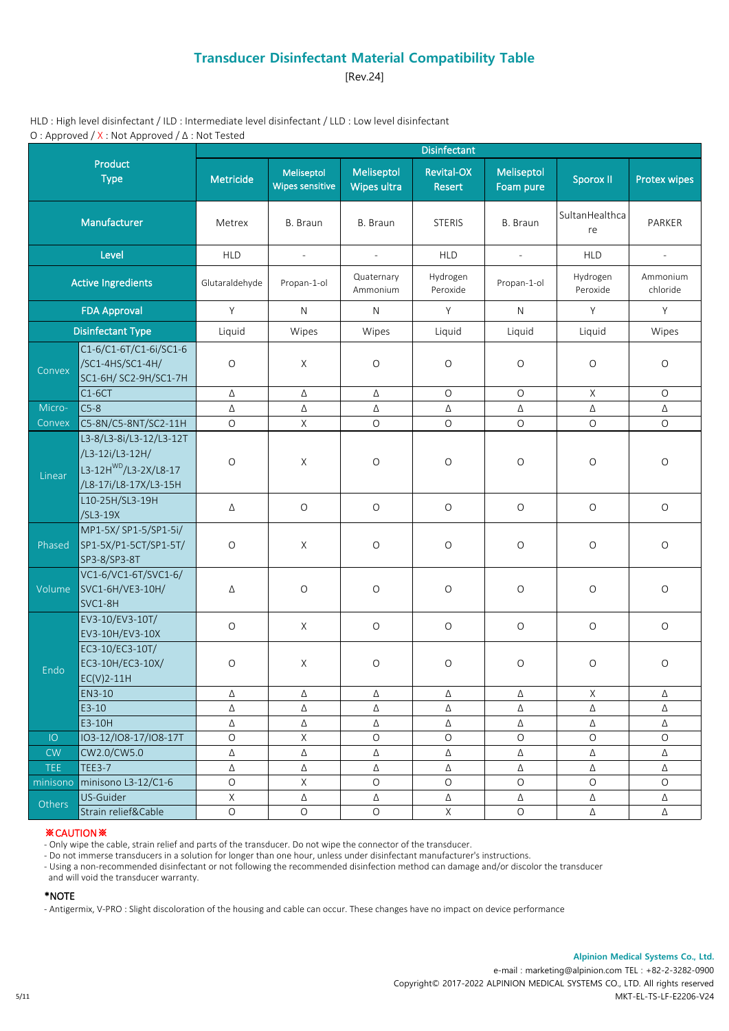## Transducer Disinfectant Material Compatibility Table

[Rev.24]

HLD : High level disinfectant / ILD : Intermediate level disinfectant / LLD : Low level disinfectant

O : Approved / X : Not Approved / Δ : Not Tested

| Product Type | | Disinfectant | | | | | | |
|---|---|---|---|---|---|---|---|---|
| | | Metricide | Meliseptol Wipes sensitive | Meliseptol Wipes ultra | Revital-OX Resert | Meliseptol Foam pure | Sporox II | Protex wipes |
| Manufacturer | | Metrex | B. Braun | B. Braun | STERIS | B. Braun | SultanHealthcare | PARKER |
| Level | | HLD | - | - | HLD | - | HLD | - |
| Active Ingredients | | Glutaraldehyde | Propan-1-ol | Quaternary Ammonium | Hydrogen Peroxide | Propan-1-ol | Hydrogen Peroxide | Ammonium chloride |
| FDA Approval | | Y | N | N | Y | N | Y | Y |
| Disinfectant Type | | Liquid | Wipes | Wipes | Liquid | Liquid | Liquid | Wipes |
| Convex | C1-6/C1-6T/C1-6i/SC1-6/SC1-4HS/SC1-4H/SC1-6H/ SC2-9H/SC1-7H | O | X | O | O | O | O | O |
| | C1-6CT | Δ | Δ | Δ | O | O | X | O |
| Micro-Convex | C5-8 | Δ | Δ | Δ | Δ | Δ | Δ | Δ |
| | C5-8N/C5-8NT/SC2-11H | O | X | O | O | O | O | O |
| Linear | L3-8/L3-8i/L3-12/L3-12T/L3-12i/L3-12H/L3-12H[WD]/L3-2X/L8-17/L8-17i/L8-17X/L3-15H | O | X | O | O | O | O | O |
| | L10-25H/SL3-19H/SL3-19X | Δ | O | O | O | O | O | O |
| Phased | MP1-5X/ SP1-5/SP1-5i/SP1-5X/P1-5CT/SP1-5T/SP3-8/SP3-8T | O | X | O | O | O | O | O |
| Volume | VC1-6/VC1-6T/SVC1-6/SVC1-6H/VE3-10H/SVC1-8H | Δ | O | O | O | O | O | O |
| Endo | EV3-10/EV3-10T/EV3-10H/EV3-10X | O | X | O | O | O | O | O |
| | EC3-10/EC3-10T/EC3-10H/EC3-10X/EC(V)2-11H | O | X | O | O | O | O | O |
| | EN3-10 | Δ | Δ | Δ | Δ | Δ | X | Δ |
| | E3-10 | Δ | Δ | Δ | Δ | Δ | Δ | Δ |
| | E3-10H | Δ | Δ | Δ | Δ | Δ | Δ | Δ |
| IO | IO3-12/IO8-17/IO8-17T | O | X | O | O | O | O | O |
| CW | CW2.0/CW5.0 | Δ | Δ | Δ | Δ | Δ | Δ | Δ |
| TEE | TEE3-7 | Δ | Δ | Δ | Δ | Δ | Δ | Δ |
| minisono | minisono L3-12/C1-6 | O | X | O | O | O | O | O |
| Others | US-Guider | X | Δ | Δ | Δ | Δ | Δ | Δ |
| | Strain relief&Cable | O | O | O | X | O | Δ | Δ |

**※CAUTION※**

- Only wipe the cable, strain relief and parts of the transducer. Do not wipe the connector of the transducer.
- Do not immerse transducers in a solution for longer than one hour, unless under disinfectant manufacturer's instructions.
- Using a non-recommended disinfectant or not following the recommended disinfection method can damage and/or discolor the transducer and will void the transducer warranty.

**\*NOTE**

- Antigermix, V-PRO : Slight discoloration of the housing and cable can occur. These changes have no impact on device performance

**Alpinion Medical Systems Co., Ltd.**

e-mail : marketing@alpinion.com TEL : +82-2-3282-0900

Copyright© 2017-2022 ALPINION MEDICAL SYSTEMS CO., LTD. All rights reserved

MKT-EL-TS-LF-E2206-V24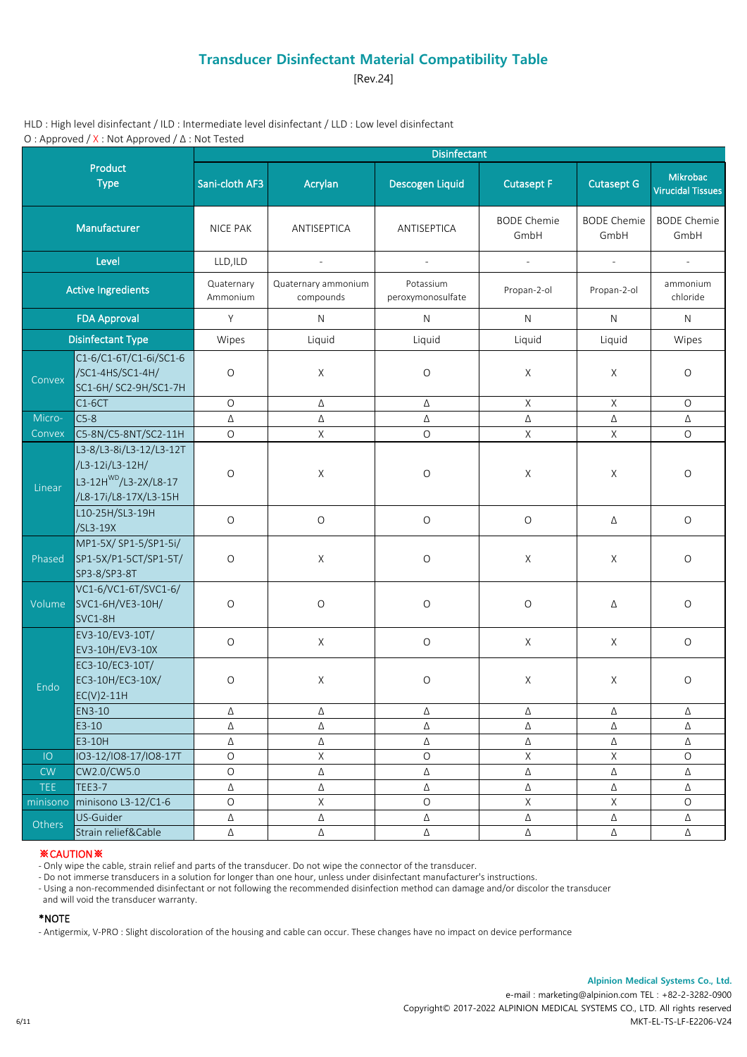# Transducer Disinfectant Material Compatibility Table

[Rev.24]

HLD : High level disinfectant / ILD : Intermediate level disinfectant / LLD : Low level disinfectant

O : Approved / X : Not Approved / Δ : Not Tested

| Product Type | | Sani-cloth AF3 | Acrylan | Descogen Liquid | Cutasept F | Cutasept G | Mikrobac Virucidal Tissues |
|---|---|---|---|---|---|---|---|
| Manufacturer | | NICE PAK | ANTISEPTICA | ANTISEPTICA | BODE Chemie GmbH | BODE Chemie GmbH | BODE Chemie GmbH |
| Level | | LLD,ILD | - | - | - | - | - |
| Active Ingredients | | Quaternary Ammonium | Quaternary ammonium compounds | Potassium peroxymonosulfate | Propan-2-ol | Propan-2-ol | ammonium chloride |
| FDA Approval | | Y | N | N | N | N | N |
| Disinfectant Type | | Wipes | Liquid | Liquid | Liquid | Liquid | Wipes |
| Convex | C1-6/C1-6T/C1-6i/SC1-6 /SC1-4HS/SC1-4H/ SC1-6H/ SC2-9H/SC1-7H | O | X | O | X | X | O |
| | C1-6CT | O | Δ | Δ | X | X | O |
| Micro-Convex | C5-8 | Δ | Δ | Δ | Δ | Δ | Δ |
| | C5-8N/C5-8NT/SC2-11H | O | X | O | X | X | O |
| Linear | L3-8/L3-8i/L3-12/L3-12T /L3-12i/L3-12H/ L3-12H[WD]/L3-2X/L8-17 /L8-17i/L8-17X/L3-15H | O | X | O | X | X | O |
| | L10-25H/SL3-19H /SL3-19X | O | O | O | O | Δ | O |
| Phased | MP1-5X/ SP1-5/SP1-5i/ SP1-5X/P1-5CT/SP1-5T/ SP3-8/SP3-8T | O | X | O | X | X | O |
| Volume | VC1-6/VC1-6T/SVC1-6/ SVC1-6H/VE3-10H/ SVC1-8H | O | O | O | O | Δ | O |
| Endo | EV3-10/EV3-10T/ EV3-10H/EV3-10X | O | X | O | X | X | O |
| | EC3-10/EC3-10T/ EC3-10H/EC3-10X/ EC(V)2-11H | O | X | O | X | X | O |
| | EN3-10 | Δ | Δ | Δ | Δ | Δ | Δ |
| | E3-10 | Δ | Δ | Δ | Δ | Δ | Δ |
| | E3-10H | Δ | Δ | Δ | Δ | Δ | Δ |
| IO | IO3-12/IO8-17/IO8-17T | O | X | O | X | X | O |
| CW | CW2.0/CW5.0 | O | Δ | Δ | Δ | Δ | Δ |
| TEE | TEE3-7 | Δ | Δ | Δ | Δ | Δ | Δ |
| minisono | minisono L3-12/C1-6 | O | X | O | X | X | O |
| Others | US-Guider | Δ | Δ | Δ | Δ | Δ | Δ |
| | Strain relief&Cable | Δ | Δ | Δ | Δ | Δ | Δ |

**※CAUTION※**

- Only wipe the cable, strain relief and parts of the transducer. Do not wipe the connector of the transducer.
- Do not immerse transducers in a solution for longer than one hour, unless under disinfectant manufacturer's instructions.
- Using a non-recommended disinfectant or not following the recommended disinfection method can damage and/or discolor the transducer and will void the transducer warranty.

**\*NOTE**

- Antigermix, V-PRO : Slight discoloration of the housing and cable can occur. These changes have no impact on device performance

**Alpinion Medical Systems Co., Ltd.**

e-mail : marketing@alpinion.com TEL : +82-2-3282-0900

Copyright© 2017-2022 ALPINION MEDICAL SYSTEMS CO., LTD. All rights reserved

MKT-EL-TS-LF-E2206-V24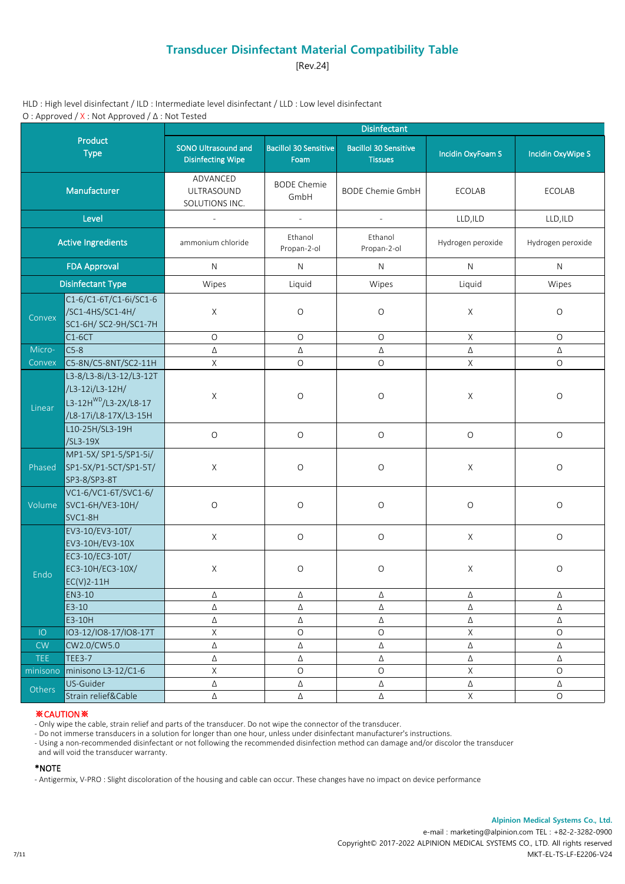# Transducer Disinfectant Material Compatibility Table

[Rev.24]

HLD : High level disinfectant / ILD : Intermediate level disinfectant / LLD : Low level disinfectant

O : Approved / X : Not Approved / Δ : Not Tested

| Product Type | | Disinfectant | | | | |
|---|---|---|---|---|---|---|
| | | SONO Ultrasound and Disinfecting Wipe | Bacillol 30 Sensitive Foam | Bacillol 30 Sensitive Tissues | Incidin OxyFoam S | Incidin OxyWipe S |
| Manufacturer | | ADVANCED ULTRASOUND SOLUTIONS INC. | BODE Chemie GmbH | BODE Chemie GmbH | ECOLAB | ECOLAB |
| Level | | - | - | - | LLD,ILD | LLD,ILD |
| Active Ingredients | | ammonium chloride | Ethanol Propan-2-ol | Ethanol Propan-2-ol | Hydrogen peroxide | Hydrogen peroxide |
| FDA Approval | | N | N | N | N | N |
| Disinfectant Type | | Wipes | Liquid | Wipes | Liquid | Wipes |
| Convex | C1-6/C1-6T/C1-6i/SC1-6/SC1-4HS/SC1-4H/SC1-6H/ SC2-9H/SC1-7H | X | O | O | X | O |
| | C1-6CT | O | O | O | X | O |
| Micro-Convex | C5-8 | Δ | Δ | Δ | Δ | Δ |
| | C5-8N/C5-8NT/SC2-11H | X | O | O | X | O |
| Linear | L3-8/L3-8i/L3-12/L3-12T/L3-12i/L3-12H/L3-12H^WD/L3-2X/L8-17/L8-17i/L8-17X/L3-15H | X | O | O | X | O |
| | L10-25H/SL3-19H/SL3-19X | O | O | O | O | O |
| Phased | MP1-5X/ SP1-5/SP1-5i/SP1-5X/P1-5CT/SP1-5T/SP3-8/SP3-8T | X | O | O | X | O |
| Volume | VC1-6/VC1-6T/SVC1-6/SVC1-6H/VE3-10H/SVC1-8H | O | O | O | O | O |
| Endo | EV3-10/EV3-10T/EV3-10H/EV3-10X | X | O | O | X | O |
| | EC3-10/EC3-10T/EC3-10H/EC3-10X/EC(V)2-11H | X | O | O | X | O |
| | EN3-10 | Δ | Δ | Δ | Δ | Δ |
| | E3-10 | Δ | Δ | Δ | Δ | Δ |
| | E3-10H | Δ | Δ | Δ | Δ | Δ |
| IO | IO3-12/IO8-17/IO8-17T | X | O | O | X | O |
| CW | CW2.0/CW5.0 | Δ | Δ | Δ | Δ | Δ |
| TEE | TEE3-7 | Δ | Δ | Δ | Δ | Δ |
| minisono | minisono L3-12/C1-6 | X | O | O | X | O |
| Others | US-Guider | Δ | Δ | Δ | Δ | Δ |
| | Strain relief&Cable | Δ | Δ | Δ | X | O |

**※CAUTION※**

- Only wipe the cable, strain relief and parts of the transducer. Do not wipe the connector of the transducer.
- Do not immerse transducers in a solution for longer than one hour, unless under disinfectant manufacturer's instructions.
- Using a non-recommended disinfectant or not following the recommended disinfection method can damage and/or discolor the transducer and will void the transducer warranty.

**\*NOTE**

- Antigermix, V-PRO : Slight discoloration of the housing and cable can occur. These changes have no impact on device performance

**Alpinion Medical Systems Co., Ltd.**

e-mail : marketing@alpinion.com TEL : +82-2-3282-0900

Copyright© 2017-2022 ALPINION MEDICAL SYSTEMS CO., LTD. All rights reserved

MKT-EL-TS-LF-E2206-V24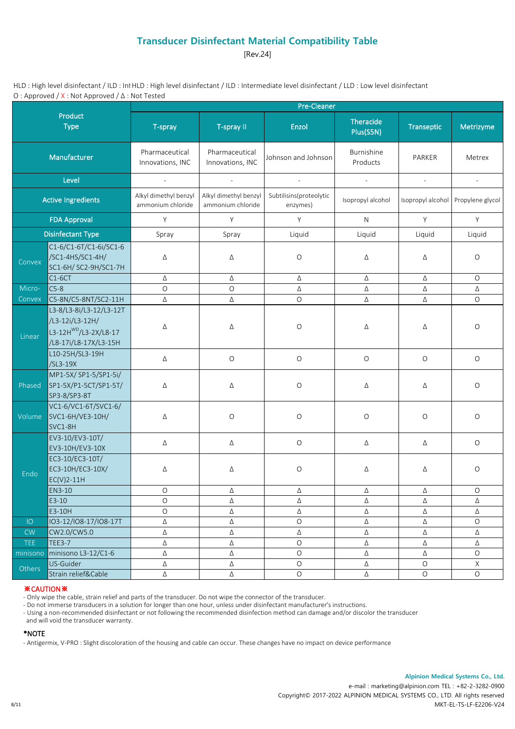# Transducer Disinfectant Material Compatibility Table

[Rev.24]

HLD : High level disinfectant / ILD : Int HLD : High level disinfectant / ILD : Intermediate level disinfectant / LLD : Low level disinfectant
O : Approved / X : Not Approved / Δ : Not Tested

| Product Type | | Pre-Cleaner | | | | | |
|---|---|---|---|---|---|---|---|
| | | T-spray | T-spray II | Enzol | Theracide Plus(S5N) | Transeptic | Metrizyme |
| Manufacturer | | Pharmaceutical Innovations, INC | Pharmaceutical Innovations, INC | Johnson and Johnson | Burnishine Products | PARKER | Metrex |
| Level | | - | - | - | - | - | - |
| Active Ingredients | | Alkyl dimethyl benzyl ammonium chloride | Alkyl dimethyl benzyl ammonium chloride | Subtilisins(proteolytic enzymes) | Isopropyl alcohol | Isopropyl alcohol | Propylene glycol |
| FDA Approval | | Y | Y | Y | N | Y | Y |
| Disinfectant Type | | Spray | Spray | Liquid | Liquid | Liquid | Liquid |
| Convex | C1-6/C1-6T/C1-6i/SC1-6 /SC1-4HS/SC1-4H/ SC1-6H/ SC2-9H/SC1-7H | Δ | Δ | O | Δ | Δ | O |
| | C1-6CT | Δ | Δ | Δ | Δ | Δ | O |
| Micro-Convex | C5-8 | O | O | Δ | Δ | Δ | Δ |
| | C5-8N/C5-8NT/SC2-11H | Δ | Δ | O | Δ | Δ | O |
| Linear | L3-8/L3-8i/L3-12/L3-12T /L3-12i/L3-12H/ L3-12H[WD]/L3-2X/L8-17 /L8-17i/L8-17X/L3-15H | Δ | Δ | O | Δ | Δ | O |
| | L10-25H/SL3-19H /SL3-19X | Δ | O | O | O | O | O |
| Phased | MP1-5X/ SP1-5/SP1-5i/ SP1-5X/P1-5CT/SP1-5T/ SP3-8/SP3-8T | Δ | Δ | O | Δ | Δ | O |
| Volume | VC1-6/VC1-6T/SVC1-6/ SVC1-6H/VE3-10H/ SVC1-8H | Δ | O | O | O | O | O |
| Endo | EV3-10/EV3-10T/ EV3-10H/EV3-10X | Δ | Δ | O | Δ | Δ | O |
| | EC3-10/EC3-10T/ EC3-10H/EC3-10X/ EC(V)2-11H | Δ | Δ | O | Δ | Δ | O |
| | EN3-10 | O | Δ | Δ | Δ | Δ | O |
| | E3-10 | O | Δ | Δ | Δ | Δ | Δ |
| | E3-10H | O | Δ | Δ | Δ | Δ | Δ |
| IO | IO3-12/IO8-17/IO8-17T | Δ | Δ | O | Δ | Δ | O |
| CW | CW2.0/CW5.0 | Δ | Δ | Δ | Δ | Δ | Δ |
| TEE | TEE3-7 | Δ | Δ | O | Δ | Δ | Δ |
| minisono | minisono L3-12/C1-6 | Δ | Δ | O | Δ | Δ | O |
| Others | US-Guider | Δ | Δ | O | Δ | O | X |
| | Strain relief&Cable | Δ | Δ | O | Δ | O | O |

**※CAUTION※**
- Only wipe the cable, strain relief and parts of the transducer. Do not wipe the connector of the transducer.
- Do not immerse transducers in a solution for longer than one hour, unless under disinfectant manufacturer's instructions.
- Using a non-recommended disinfectant or not following the recommended disinfection method can damage and/or discolor the transducer and will void the transducer warranty.

**\*NOTE**
- Antigermix, V-PRO : Slight discoloration of the housing and cable can occur. These changes have no impact on device performance

**Alpinion Medical Systems Co., Ltd.**
e-mail : marketing@alpinion.com TEL : +82-2-3282-0900
Copyright© 2017-2022 ALPINION MEDICAL SYSTEMS CO., LTD. All rights reserved
MKT-EL-TS-LF-E2206-V24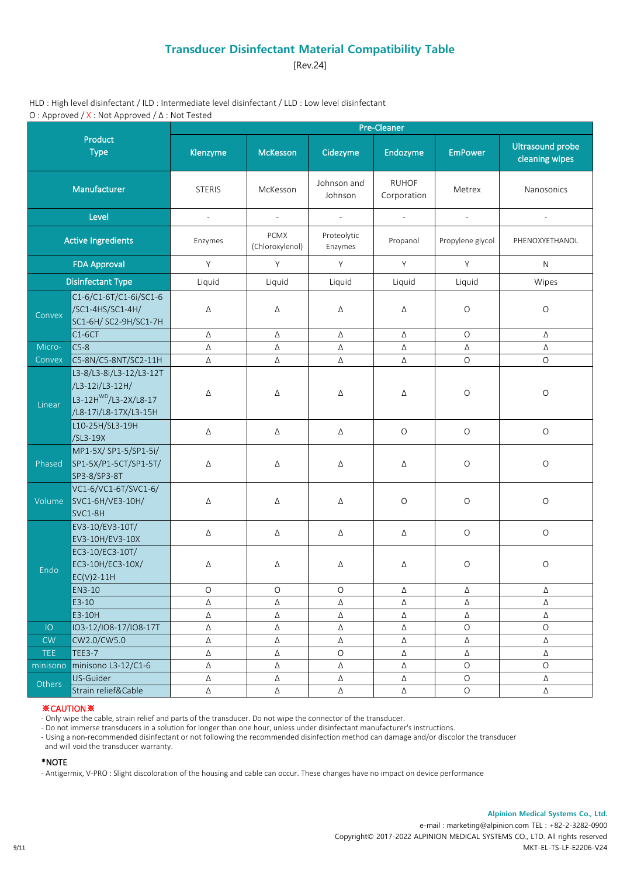# Transducer Disinfectant Material Compatibility Table

[Rev.24]

HLD : High level disinfectant / ILD : Intermediate level disinfectant / LLD : Low level disinfectant

O : Approved / X : Not Approved / Δ : Not Tested

| Product Type | | Pre-Cleaner | | | | | |
|---|---|---|---|---|---|---|---|
| | | Klenzyme | McKesson | Cidezyme | Endozyme | EmPower | Ultrasound probe cleaning wipes |
| Manufacturer | | STERIS | McKesson | Johnson and Johnson | RUHOF Corporation | Metrex | Nanosonics |
| Level | | - | - | - | - | - | - |
| Active Ingredients | | Enzymes | PCMX (Chloroxylenol) | Proteolytic Enzymes | Propanol | Propylene glycol | PHENOXYETHANOL |
| FDA Approval | | Y | Y | Y | Y | Y | N |
| Disinfectant Type | | Liquid | Liquid | Liquid | Liquid | Liquid | Wipes |
| Convex | C1-6/C1-6T/C1-6i/SC1-6/SC1-4HS/SC1-4H/SC1-6H/ SC2-9H/SC1-7H | Δ | Δ | Δ | Δ | O | O |
| | C1-6CT | Δ | Δ | Δ | Δ | O | Δ |
| Micro-Convex | C5-8 | Δ | Δ | Δ | Δ | Δ | Δ |
| | C5-8N/C5-8NT/SC2-11H | Δ | Δ | Δ | Δ | O | O |
| Linear | L3-8/L3-8i/L3-12/L3-12T/L3-12i/L3-12H/L3-12H[WD]/L3-2X/L8-17/L8-17i/L8-17X/L3-15H | Δ | Δ | Δ | Δ | O | O |
| | L10-25H/SL3-19H/SL3-19X | Δ | Δ | Δ | O | O | O |
| Phased | MP1-5X/ SP1-5/SP1-5i/SP1-5X/P1-5CT/SP1-5T/SP3-8/SP3-8T | Δ | Δ | Δ | Δ | O | O |
| Volume | VC1-6/VC1-6T/SVC1-6/SVC1-6H/VE3-10H/SVC1-8H | Δ | Δ | Δ | O | O | O |
| Endo | EV3-10/EV3-10T/EV3-10H/EV3-10X | Δ | Δ | Δ | Δ | O | O |
| | EC3-10/EC3-10T/EC3-10H/EC3-10X/EC(V)2-11H | Δ | Δ | Δ | Δ | O | O |
| | EN3-10 | O | O | O | Δ | Δ | Δ |
| | E3-10 | Δ | Δ | Δ | Δ | Δ | Δ |
| | E3-10H | Δ | Δ | Δ | Δ | Δ | Δ |
| IO | IO3-12/IO8-17/IO8-17T | Δ | Δ | Δ | Δ | O | O |
| CW | CW2.0/CW5.0 | Δ | Δ | Δ | Δ | Δ | Δ |
| TEE | TEE3-7 | Δ | Δ | O | Δ | Δ | Δ |
| minisono | minisono L3-12/C1-6 | Δ | Δ | Δ | Δ | O | O |
| Others | US-Guider | Δ | Δ | Δ | Δ | O | Δ |
| | Strain relief&Cable | Δ | Δ | Δ | Δ | O | Δ |

**※CAUTION※**

- Only wipe the cable, strain relief and parts of the transducer. Do not wipe the connector of the transducer.
- Do not immerse transducers in a solution for longer than one hour, unless under disinfectant manufacturer's instructions.
- Using a non-recommended disinfectant or not following the recommended disinfection method can damage and/or discolor the transducer and will void the transducer warranty.

**\*NOTE**

- Antigermix, V-PRO : Slight discoloration of the housing and cable can occur. These changes have no impact on device performance

**Alpinion Medical Systems Co., Ltd.**

e-mail : marketing@alpinion.com TEL : +82-2-3282-0900

Copyright© 2017-2022 ALPINION MEDICAL SYSTEMS CO., LTD. All rights reserved

MKT-EL-TS-LF-E2206-V24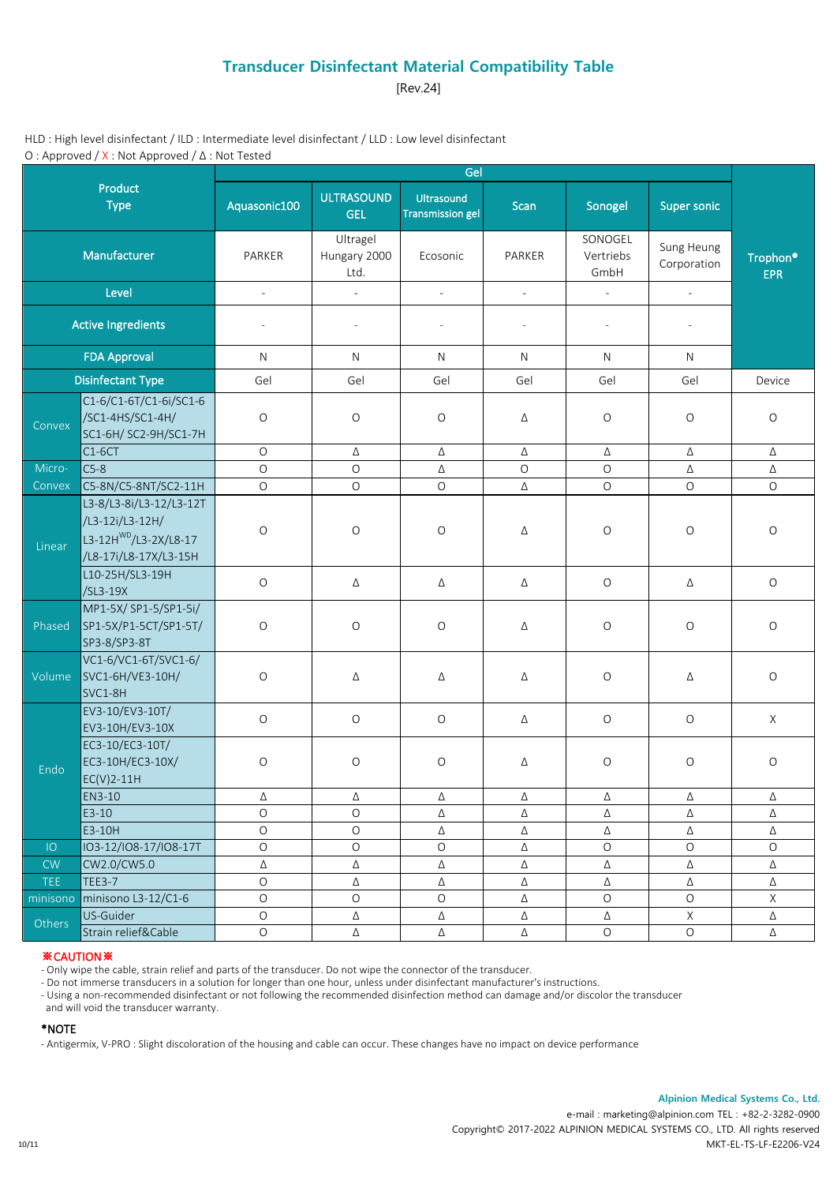# Transducer Disinfectant Material Compatibility Table

[Rev.24]

HLD : High level disinfectant / ILD : Intermediate level disinfectant / LLD : Low level disinfectant

O : Approved / X : Not Approved / Δ : Not Tested

| Product Type | | Gel | | | | | | Trophon® EPR |
|---|---|---|---|---|---|---|---|---|
| | | Aquasonic100 | ULTRASOUND GEL | Ultrasound Transmission gel | Scan | Sonogel | Super sonic | |
| Manufacturer | | PARKER | Ultragel Hungary 2000 Ltd. | Ecosonic | PARKER | SONOGEL Vertriebs GmbH | Sung Heung Corporation | |
| Level | | - | - | - | - | - | - | |
| Active Ingredients | | - | - | - | - | - | - | |
| FDA Approval | | N | N | N | N | N | N | |
| Disinfectant Type | | Gel | Gel | Gel | Gel | Gel | Gel | Device |
| Convex | C1-6/C1-6T/C1-6i/SC1-6/SC1-4HS/SC1-4H/SC1-6H/ SC2-9H/SC1-7H | O | O | O | Δ | O | O | O |
| | C1-6CT | O | Δ | Δ | Δ | Δ | Δ | Δ |
| Micro-Convex | C5-8 | O | O | Δ | O | O | Δ | Δ |
| | C5-8N/C5-8NT/SC2-11H | O | O | O | Δ | O | O | O |
| Linear | L3-8/L3-8i/L3-12/L3-12T/L3-12i/L3-12H/L3-12H[WD]/L3-2X/L8-17/L8-17i/L8-17X/L3-15H | O | O | O | Δ | O | O | O |
| | L10-25H/SL3-19H/SL3-19X | O | Δ | Δ | Δ | O | Δ | O |
| Phased | MP1-5X/ SP1-5/SP1-5i/SP1-5X/P1-5CT/SP1-5T/SP3-8/SP3-8T | O | O | O | Δ | O | O | O |
| Volume | VC1-6/VC1-6T/SVC1-6/SVC1-6H/VE3-10H/SVC1-8H | O | Δ | Δ | Δ | O | Δ | O |
| Endo | EV3-10/EV3-10T/EV3-10H/EV3-10X | O | O | O | Δ | O | O | X |
| | EC3-10/EC3-10T/EC3-10H/EC3-10X/EC(V)2-11H | O | O | O | Δ | O | O | O |
| | EN3-10 | Δ | Δ | Δ | Δ | Δ | Δ | Δ |
| | E3-10 | O | O | Δ | Δ | Δ | Δ | Δ |
| | E3-10H | O | O | Δ | Δ | Δ | Δ | Δ |
| IO | IO3-12/IO8-17/IO8-17T | O | O | O | Δ | O | O | O |
| CW | CW2.0/CW5.0 | Δ | Δ | Δ | Δ | Δ | Δ | Δ |
| TEE | TEE3-7 | O | Δ | Δ | Δ | Δ | Δ | Δ |
| minisono | minisono L3-12/C1-6 | O | O | O | Δ | O | O | X |
| Others | US-Guider | O | Δ | Δ | Δ | Δ | X | Δ |
| | Strain relief&Cable | O | Δ | Δ | Δ | O | O | Δ |

**※CAUTION※**

- Only wipe the cable, strain relief and parts of the transducer. Do not wipe the connector of the transducer.
- Do not immerse transducers in a solution for longer than one hour, unless under disinfectant manufacturer's instructions.
- Using a non-recommended disinfectant or not following the recommended disinfection method can damage and/or discolor the transducer and will void the transducer warranty.

**\*NOTE**

- Antigermix, V-PRO : Slight discoloration of the housing and cable can occur. These changes have no impact on device performance

**Alpinion Medical Systems Co., Ltd.**

e-mail : marketing@alpinion.com TEL : +82-2-3282-0900

Copyright© 2017-2022 ALPINION MEDICAL SYSTEMS CO., LTD. All rights reserved

MKT-EL-TS-LF-E2206-V24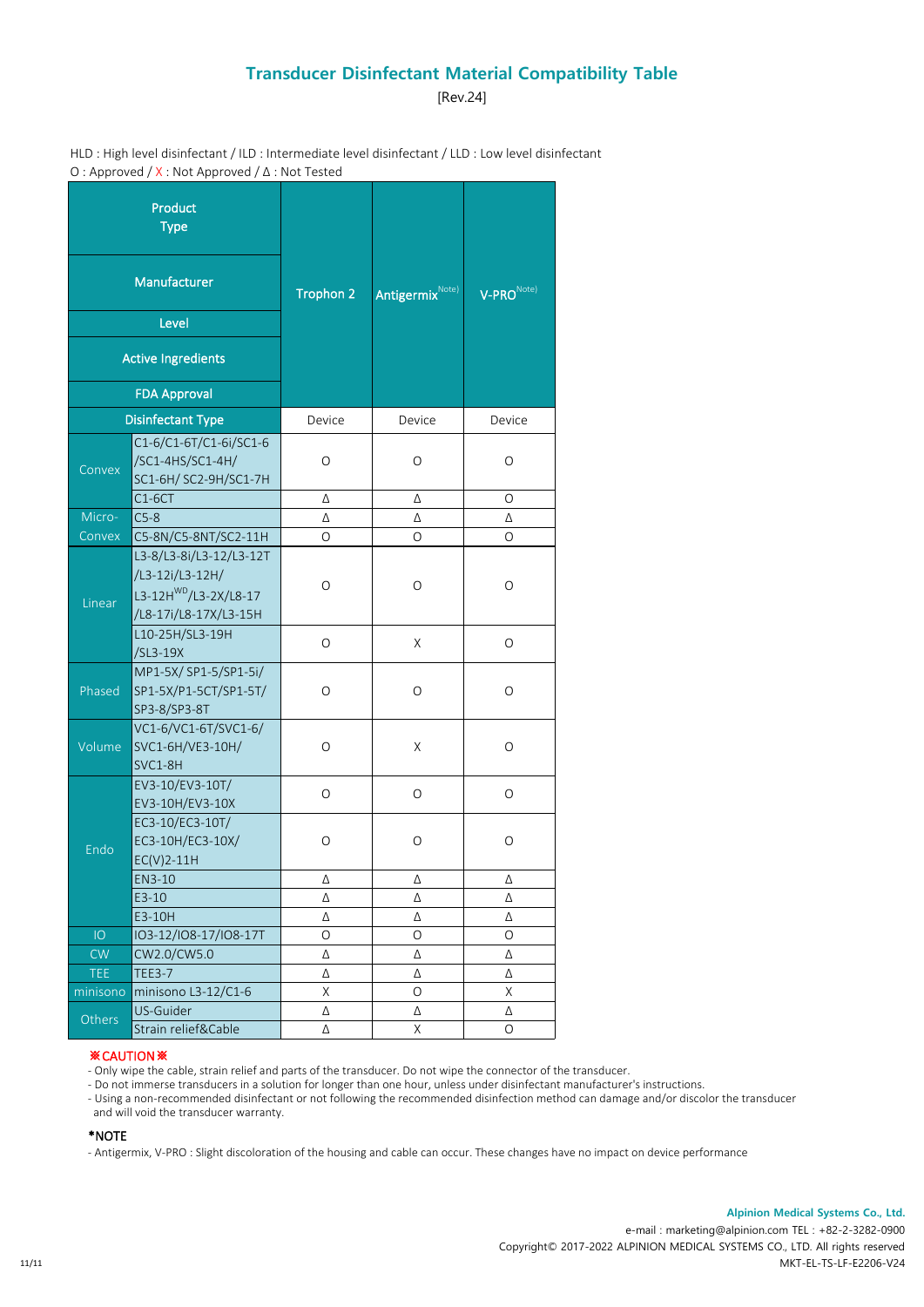# Transducer Disinfectant Material Compatibility Table

[Rev.24]

HLD : High level disinfectant / ILD : Intermediate level disinfectant / LLD : Low level disinfectant
O : Approved / X : Not Approved / Δ : Not Tested

| Product Type | | Trophon 2 | Antigermix[Note)] | V-PRO[Note)] |
|---|---|---|---|---|
| Manufacturer | | | | |
| Level | | | | |
| Active Ingredients | | | | |
| FDA Approval | | | | |
| Disinfectant Type | | Device | Device | Device |
| Convex | C1-6/C1-6T/C1-6i/SC1-6/SC1-4HS/SC1-4H/SC1-6H/ SC2-9H/SC1-7H | O | O | O |
| | C1-6CT | Δ | Δ | O |
| Micro-Convex | C5-8 | Δ | Δ | Δ |
| | C5-8N/C5-8NT/SC2-11H | O | O | O |
| Linear | L3-8/L3-8i/L3-12/L3-12T/L3-12i/L3-12H/L3-12H[WD]/L3-2X/L8-17/L8-17i/L8-17X/L3-15H | O | O | O |
| | L10-25H/SL3-19H/SL3-19X | O | X | O |
| Phased | MP1-5X/ SP1-5/SP1-5i/SP1-5X/P1-5CT/SP1-5T/SP3-8/SP3-8T | O | O | O |
| Volume | VC1-6/VC1-6T/SVC1-6/SVC1-6H/VE3-10H/SVC1-8H | O | X | O |
| Endo | EV3-10/EV3-10T/EV3-10H/EV3-10X | O | O | O |
| | EC3-10/EC3-10T/EC3-10H/EC3-10X/EC(V)2-11H | O | O | O |
| | EN3-10 | Δ | Δ | Δ |
| | E3-10 | Δ | Δ | Δ |
| | E3-10H | Δ | Δ | Δ |
| IO | IO3-12/IO8-17/IO8-17T | O | O | O |
| CW | CW2.0/CW5.0 | Δ | Δ | Δ |
| TEE | TEE3-7 | Δ | Δ | Δ |
| minisono | minisono L3-12/C1-6 | X | O | X |
| Others | US-Guider | Δ | Δ | Δ |
| | Strain relief&Cable | Δ | X | O |

※CAUTION※

- Only wipe the cable, strain relief and parts of the transducer. Do not wipe the connector of the transducer.
- Do not immerse transducers in a solution for longer than one hour, unless under disinfectant manufacturer's instructions.
- Using a non-recommended disinfectant or not following the recommended disinfection method can damage and/or discolor the transducer and will void the transducer warranty.

*NOTE

- Antigermix, V-PRO : Slight discoloration of the housing and cable can occur. These changes have no impact on device performance

**Alpinion Medical Systems Co., Ltd.**
e-mail : marketing@alpinion.com TEL : +82-2-3282-0900
Copyright© 2017-2022 ALPINION MEDICAL SYSTEMS CO., LTD. All rights reserved
MKT-EL-TS-LF-E2206-V24